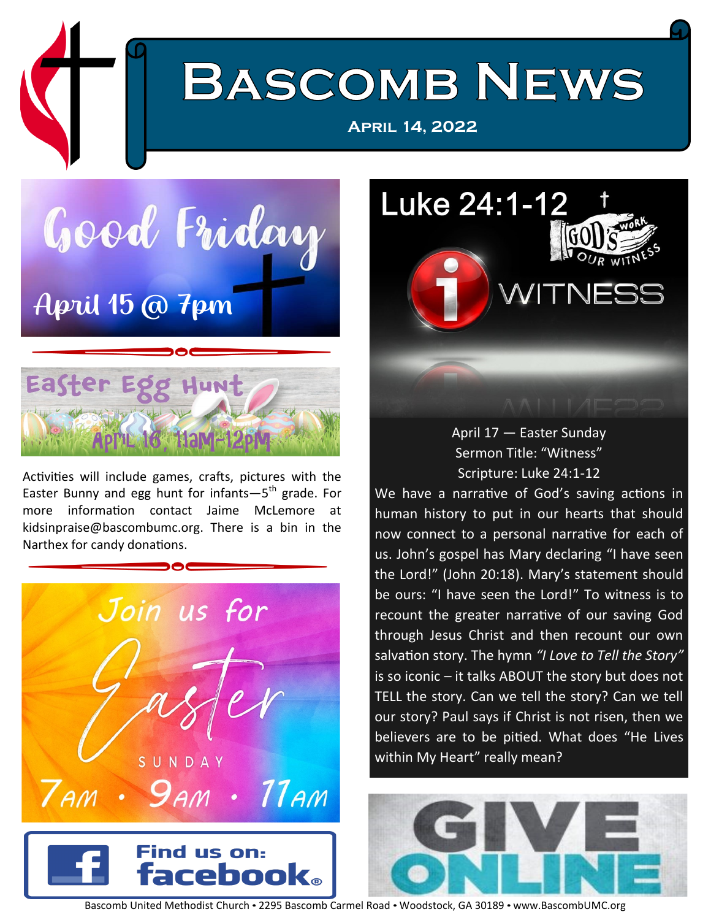# Bascomb News

**April 14, 2022**

## Good Friday

April 15 @ 7pm

## Easter Egg Hunt

April 16, 11am-12pm

Activities will include games, crafts, pictures with the Easter Bunny and egg hunt for infants—5th grade. For more information contact Jaime McLemore at kidsinpraise@bascombumc.org. There is a bin in the Narthex for candy donations.

## Join us for Easter Sunday

7am • 9am • 11am

Find us on: facebook

## Luke 24:1-12

God's work, our witness

i WITNESS

April 17 — Easter Sunday
Sermon Title: "Witness"
Scripture: Luke 24:1-12

We have a narrative of God's saving actions in human history to put in our hearts that should now connect to a personal narrative for each of us. John's gospel has Mary declaring "I have seen the Lord!" (John 20:18). Mary's statement should be ours: "I have seen the Lord!" To witness is to recount the greater narrative of our saving God through Jesus Christ and then recount our own salvation story. The hymn *"I Love to Tell the Story"* is so iconic – it talks ABOUT the story but does not TELL the story. Can we tell the story? Can we tell our story? Paul says if Christ is not risen, then we believers are to be pitied. What does "He Lives within My Heart" really mean?

## GIVE ONLINE

Bascomb United Methodist Church • 2295 Bascomb Carmel Road • Woodstock, GA 30189 • www.BascombUMC.org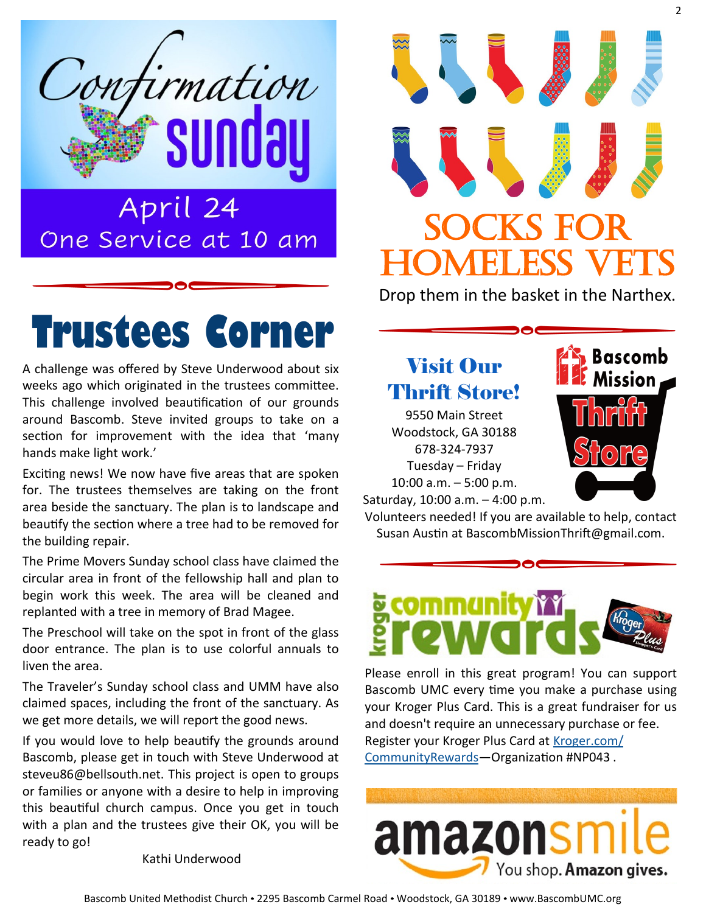# Confirmation Sunday

April 24

One Service at 10 am

# Trustees Corner

A challenge was offered by Steve Underwood about six weeks ago which originated in the trustees committee. This challenge involved beautification of our grounds around Bascomb. Steve invited groups to take on a section for improvement with the idea that 'many hands make light work.'

Exciting news! We now have five areas that are spoken for. The trustees themselves are taking on the front area beside the sanctuary. The plan is to landscape and beautify the section where a tree had to be removed for the building repair.

The Prime Movers Sunday school class have claimed the circular area in front of the fellowship hall and plan to begin work this week. The area will be cleaned and replanted with a tree in memory of Brad Magee.

The Preschool will take on the spot in front of the glass door entrance. The plan is to use colorful annuals to liven the area.

The Traveler's Sunday school class and UMM have also claimed spaces, including the front of the sanctuary. As we get more details, we will report the good news.

If you would love to help beautify the grounds around Bascomb, please get in touch with Steve Underwood at steveu86@bellsouth.net. This project is open to groups or families or anyone with a desire to help in improving this beautiful church campus. Once you get in touch with a plan and the trustees give their OK, you will be ready to go!

Kathi Underwood

# Socks for Homeless Vets

Drop them in the basket in the Narthex.

## Visit Our Thrift Store!

Bascomb Mission Thrift Store

9550 Main Street
Woodstock, GA 30188
678-324-7937
Tuesday – Friday
10:00 a.m. – 5:00 p.m.
Saturday, 10:00 a.m. – 4:00 p.m.

Volunteers needed! If you are available to help, contact Susan Austin at BascombMissionThrift@gmail.com.

## Kroger Community Rewards

Please enroll in this great program! You can support Bascomb UMC every time you make a purchase using your Kroger Plus Card. This is a great fundraiser for us and doesn't require an unnecessary purchase or fee. Register your Kroger Plus Card at Kroger.com/CommunityRewards—Organization #NP043 .

## amazonsmile

You shop. **Amazon gives.**

Bascomb United Methodist Church • 2295 Bascomb Carmel Road • Woodstock, GA 30189 • www.BascombUMC.org